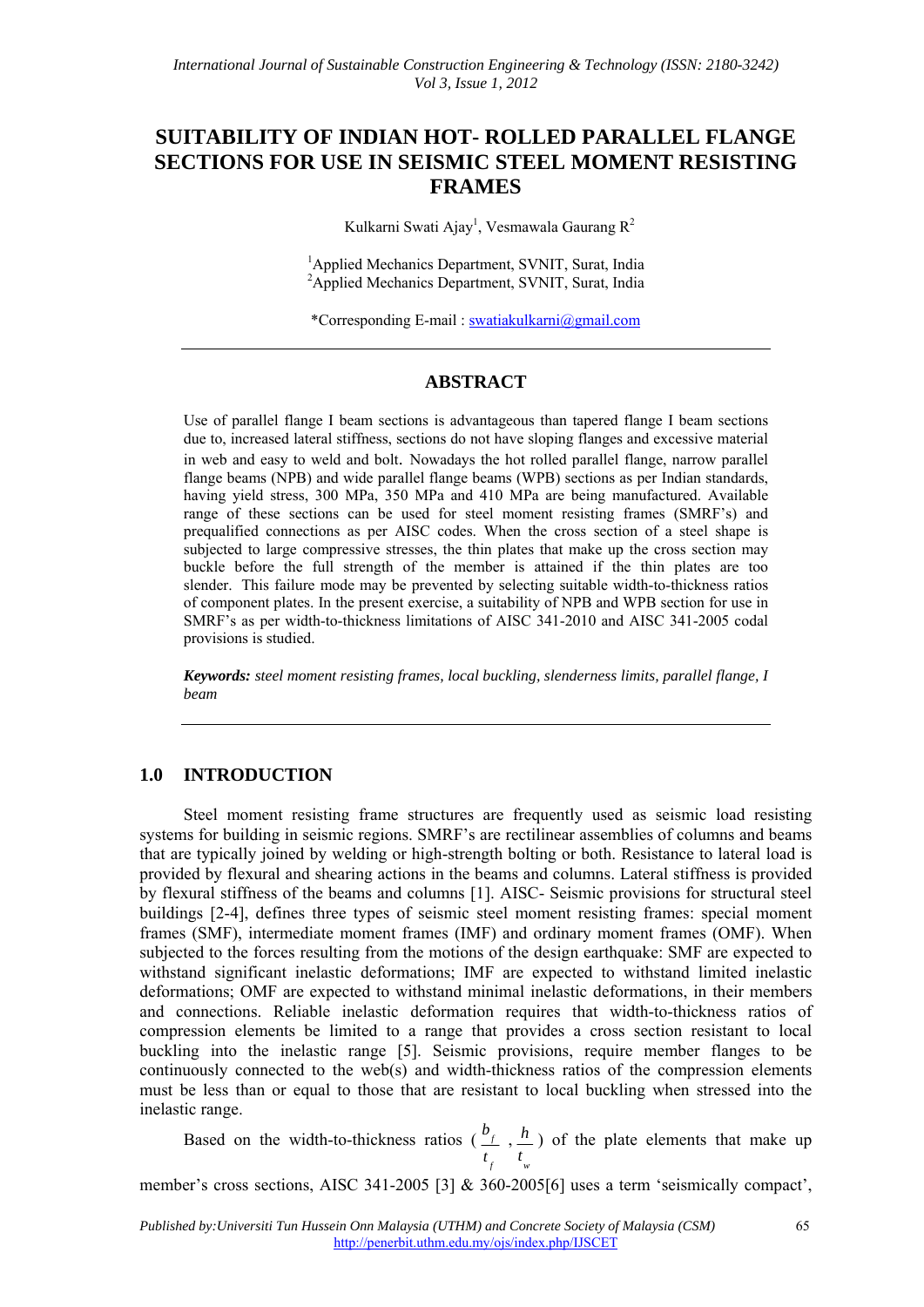# SUITABILITY OF INDIAN HOT- ROLLED PARALLEL FLANGE SECTIONS FOR USE IN SEISMIC STEEL MOMENT RESISTING FRAMES

Kulkarni Swati Ajay[1], Vesmawala Gaurang R[2]

[1]Applied Mechanics Department, SVNIT, Surat, India
[2]Applied Mechanics Department, SVNIT, Surat, India

*Corresponding E-mail : swatiakulkarni@gmail.com

## ABSTRACT

Use of parallel flange I beam sections is advantageous than tapered flange I beam sections due to, increased lateral stiffness, sections do not have sloping flanges and excessive material in web and easy to weld and bolt. Nowadays the hot rolled parallel flange, narrow parallel flange beams (NPB) and wide parallel flange beams (WPB) sections as per Indian standards, having yield stress, 300 MPa, 350 MPa and 410 MPa are being manufactured. Available range of these sections can be used for steel moment resisting frames (SMRF's) and prequalified connections as per AISC codes. When the cross section of a steel shape is subjected to large compressive stresses, the thin plates that make up the cross section may buckle before the full strength of the member is attained if the thin plates are too slender. This failure mode may be prevented by selecting suitable width-to-thickness ratios of component plates. In the present exercise, a suitability of NPB and WPB section for use in SMRF's as per width-to-thickness limitations of AISC 341-2010 and AISC 341-2005 codal provisions is studied.

***Keywords:*** *steel moment resisting frames, local buckling, slenderness limits, parallel flange, I beam*

## 1.0 INTRODUCTION

Steel moment resisting frame structures are frequently used as seismic load resisting systems for building in seismic regions. SMRF's are rectilinear assemblies of columns and beams that are typically joined by welding or high-strength bolting or both. Resistance to lateral load is provided by flexural and shearing actions in the beams and columns. Lateral stiffness is provided by flexural stiffness of the beams and columns [1]. AISC- Seismic provisions for structural steel buildings [2-4], defines three types of seismic steel moment resisting frames: special moment frames (SMF), intermediate moment frames (IMF) and ordinary moment frames (OMF). When subjected to the forces resulting from the motions of the design earthquake: SMF are expected to withstand significant inelastic deformations; IMF are expected to withstand limited inelastic deformations; OMF are expected to withstand minimal inelastic deformations, in their members and connections. Reliable inelastic deformation requires that width-to-thickness ratios of compression elements be limited to a range that provides a cross section resistant to local buckling into the inelastic range [5]. Seismic provisions, require member flanges to be continuously connected to the web(s) and width-thickness ratios of the compression elements must be less than or equal to those that are resistant to local buckling when stressed into the inelastic range.

Based on the width-to-thickness ratios ($\frac{b_f}{t_f}$, $\frac{h}{t_w}$) of the plate elements that make up member's cross sections, AISC 341-2005 [3] & 360-2005[6] uses a term 'seismically compact',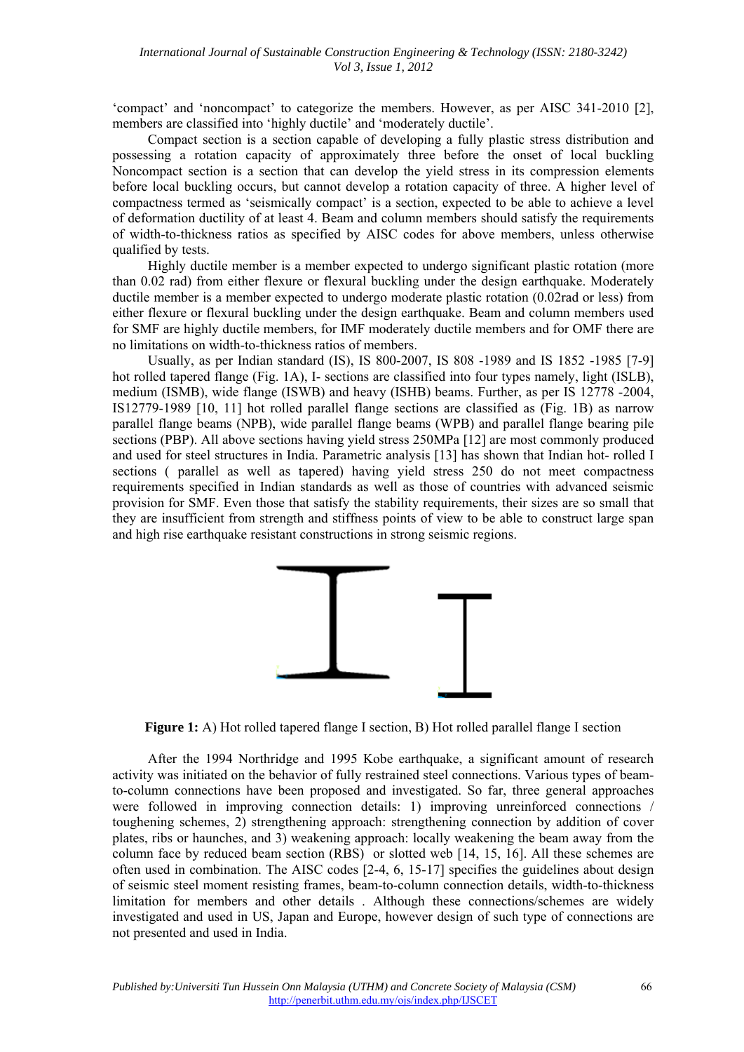'compact' and 'noncompact' to categorize the members. However, as per AISC 341-2010 [2], members are classified into 'highly ductile' and 'moderately ductile'.

Compact section is a section capable of developing a fully plastic stress distribution and possessing a rotation capacity of approximately three before the onset of local buckling Noncompact section is a section that can develop the yield stress in its compression elements before local buckling occurs, but cannot develop a rotation capacity of three. A higher level of compactness termed as 'seismically compact' is a section, expected to be able to achieve a level of deformation ductility of at least 4. Beam and column members should satisfy the requirements of width-to-thickness ratios as specified by AISC codes for above members, unless otherwise qualified by tests.

Highly ductile member is a member expected to undergo significant plastic rotation (more than 0.02 rad) from either flexure or flexural buckling under the design earthquake. Moderately ductile member is a member expected to undergo moderate plastic rotation (0.02rad or less) from either flexure or flexural buckling under the design earthquake. Beam and column members used for SMF are highly ductile members, for IMF moderately ductile members and for OMF there are no limitations on width-to-thickness ratios of members.

Usually, as per Indian standard (IS), IS 800-2007, IS 808 -1989 and IS 1852 -1985 [7-9] hot rolled tapered flange (Fig. 1A), I- sections are classified into four types namely, light (ISLB), medium (ISMB), wide flange (ISWB) and heavy (ISHB) beams. Further, as per IS 12778 -2004, IS12779-1989 [10, 11] hot rolled parallel flange sections are classified as (Fig. 1B) as narrow parallel flange beams (NPB), wide parallel flange beams (WPB) and parallel flange bearing pile sections (PBP). All above sections having yield stress 250MPa [12] are most commonly produced and used for steel structures in India. Parametric analysis [13] has shown that Indian hot- rolled I sections ( parallel as well as tapered) having yield stress 250 do not meet compactness requirements specified in Indian standards as well as those of countries with advanced seismic provision for SMF. Even those that satisfy the stability requirements, their sizes are so small that they are insufficient from strength and stiffness points of view to be able to construct large span and high rise earthquake resistant constructions in strong seismic regions.

**Figure 1:** A) Hot rolled tapered flange I section, B) Hot rolled parallel flange I section

After the 1994 Northridge and 1995 Kobe earthquake, a significant amount of research activity was initiated on the behavior of fully restrained steel connections. Various types of beam-to-column connections have been proposed and investigated. So far, three general approaches were followed in improving connection details: 1) improving unreinforced connections / toughening schemes, 2) strengthening approach: strengthening connection by addition of cover plates, ribs or haunches, and 3) weakening approach: locally weakening the beam away from the column face by reduced beam section (RBS) or slotted web [14, 15, 16]. All these schemes are often used in combination. The AISC codes [2-4, 6, 15-17] specifies the guidelines about design of seismic steel moment resisting frames, beam-to-column connection details, width-to-thickness limitation for members and other details . Although these connections/schemes are widely investigated and used in US, Japan and Europe, however design of such type of connections are not presented and used in India.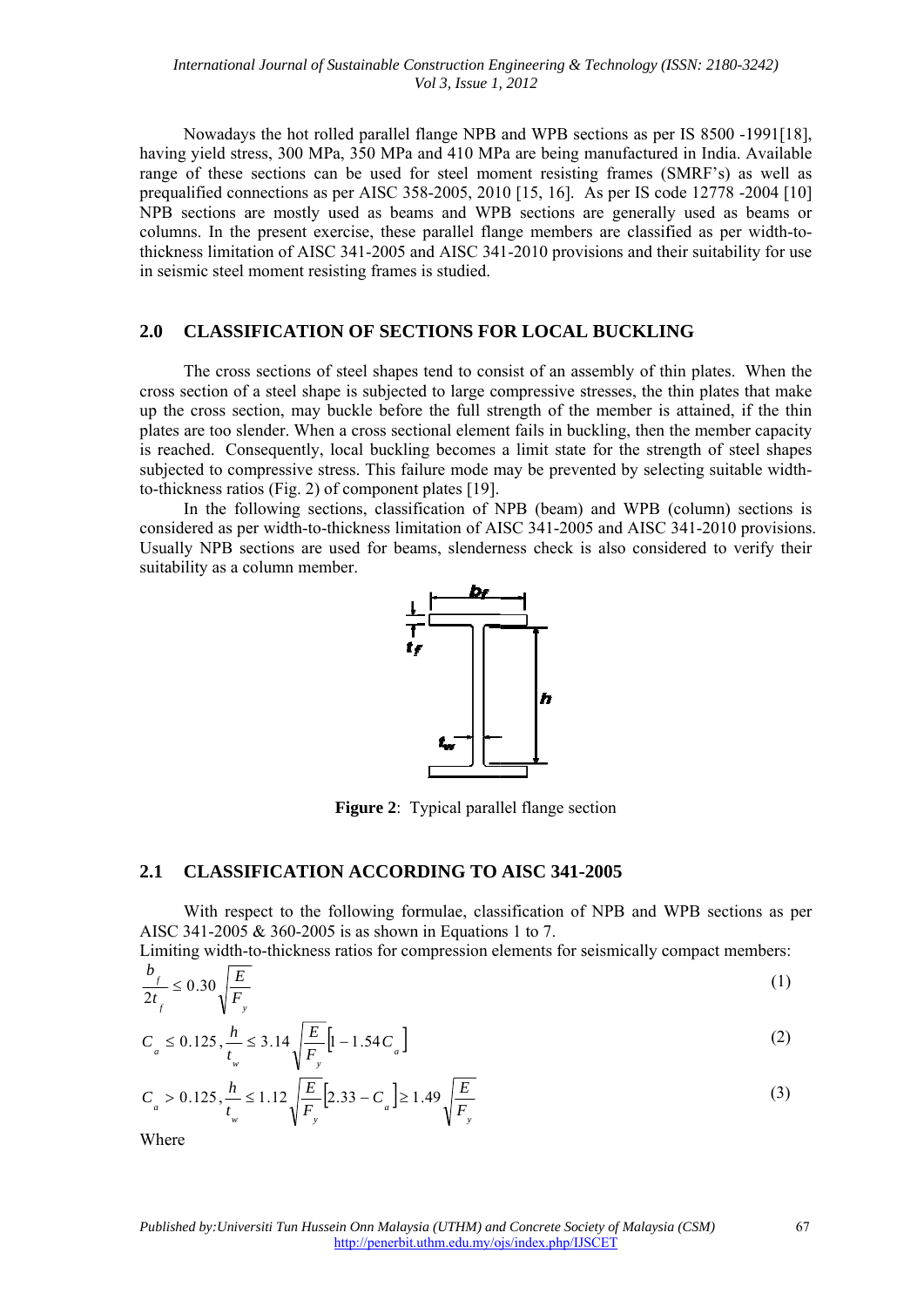Nowadays the hot rolled parallel flange NPB and WPB sections as per IS 8500 -1991[18], having yield stress, 300 MPa, 350 MPa and 410 MPa are being manufactured in India. Available range of these sections can be used for steel moment resisting frames (SMRF's) as well as prequalified connections as per AISC 358-2005, 2010 [15, 16]. As per IS code 12778 -2004 [10] NPB sections are mostly used as beams and WPB sections are generally used as beams or columns. In the present exercise, these parallel flange members are classified as per width-to-thickness limitation of AISC 341-2005 and AISC 341-2010 provisions and their suitability for use in seismic steel moment resisting frames is studied.

## 2.0 CLASSIFICATION OF SECTIONS FOR LOCAL BUCKLING

The cross sections of steel shapes tend to consist of an assembly of thin plates. When the cross section of a steel shape is subjected to large compressive stresses, the thin plates that make up the cross section, may buckle before the full strength of the member is attained, if the thin plates are too slender. When a cross sectional element fails in buckling, then the member capacity is reached. Consequently, local buckling becomes a limit state for the strength of steel shapes subjected to compressive stress. This failure mode may be prevented by selecting suitable width-to-thickness ratios (Fig. 2) of component plates [19].

In the following sections, classification of NPB (beam) and WPB (column) sections is considered as per width-to-thickness limitation of AISC 341-2005 and AISC 341-2010 provisions. Usually NPB sections are used for beams, slenderness check is also considered to verify their suitability as a column member.

**Figure 2**: Typical parallel flange section

## 2.1 CLASSIFICATION ACCORDING TO AISC 341-2005

With respect to the following formulae, classification of NPB and WPB sections as per AISC 341-2005 & 360-2005 is as shown in Equations 1 to 7.

Limiting width-to-thickness ratios for compression elements for seismically compact members:

$$\frac{b_f}{2t_f} \leq 0.30\sqrt{\frac{E}{F_y}} \tag{1}$$

$$C_a \leq 0.125, \frac{h}{t_w} \leq 3.14\sqrt{\frac{E}{F_y}}\left[1 - 1.54C_a\right] \tag{2}$$

$$C_a > 0.125, \frac{h}{t_w} \leq 1.12\sqrt{\frac{E}{F_y}}\left[2.33 - C_a\right] \geq 1.49\sqrt{\frac{E}{F_y}} \tag{3}$$

Where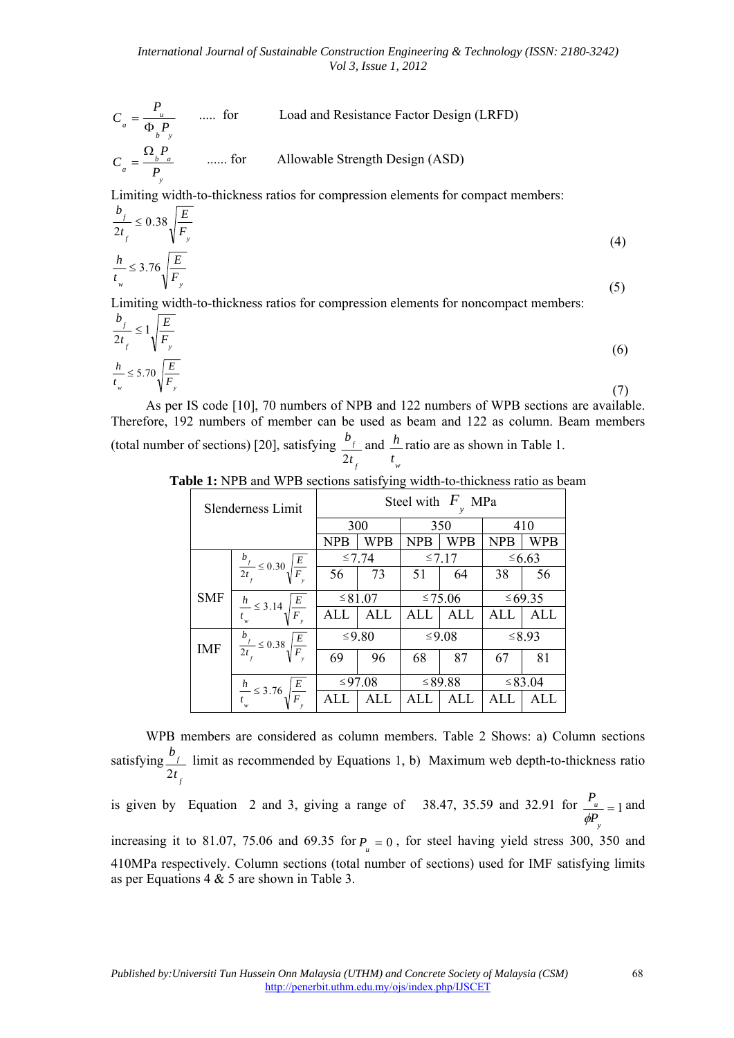$$C_a = \frac{P_u}{\Phi_b P_y} \quad \text{..... for} \quad \text{Load and Resistance Factor Design (LRFD)}$$

$$C_a = \frac{\Omega_b P_a}{P_y} \quad \text{...... for} \quad \text{Allowable Strength Design (ASD)}$$

Limiting width-to-thickness ratios for compression elements for compact members:

$$\frac{b_f}{2t_f} \leq 0.38\sqrt{\frac{E}{F_y}} \tag{4}$$

$$\frac{h}{t_w} \leq 3.76\sqrt{\frac{E}{F_y}} \tag{5}$$

Limiting width-to-thickness ratios for compression elements for noncompact members:

$$\frac{b_f}{2t_f} \leq 1\sqrt{\frac{E}{F_y}} \tag{6}$$

$$\frac{h}{t_w} \leq 5.70\sqrt{\frac{E}{F_y}} \tag{7}$$

As per IS code [10], 70 numbers of NPB and 122 numbers of WPB sections are available. Therefore, 192 numbers of member can be used as beam and 122 as column. Beam members (total number of sections) [20], satisfying $\frac{b_f}{2t_f}$ and $\frac{h}{t_w}$ ratio are as shown in Table 1.

**Table 1:** NPB and WPB sections satisfying width-to-thickness ratio as beam

| Slenderness Limit | | Steel with $F_y$ MPa | | | | | |
|---|---|---|---|---|---|---|---|
| | | 300 | | 350 | | 410 | |
| | | NPB | WPB | NPB | WPB | NPB | WPB |
| SMF | $\frac{b_f}{2t_f} \leq 0.30\sqrt{\frac{E}{F_y}}$ | ≤7.74 | | ≤7.17 | | ≤6.63 | |
| | | 56 | 73 | 51 | 64 | 38 | 56 |
| | $\frac{h}{t_w} \leq 3.14\sqrt{\frac{E}{F_y}}$ | ≤81.07 | | ≤75.06 | | ≤69.35 | |
| | | ALL | ALL | ALL | ALL | ALL | ALL |
| IMF | $\frac{b_f}{2t_f} \leq 0.38\sqrt{\frac{E}{F_y}}$ | ≤9.80 | | ≤9.08 | | ≤8.93 | |
| | | 69 | 96 | 68 | 87 | 67 | 81 |
| | $\frac{h}{t_w} \leq 3.76\sqrt{\frac{E}{F_y}}$ | ≤97.08 | | ≤89.88 | | ≤83.04 | |
| | | ALL | ALL | ALL | ALL | ALL | ALL |

WPB members are considered as column members. Table 2 Shows: a) Column sections satisfying $\frac{b_f}{2t_f}$ limit as recommended by Equations 1, b) Maximum web depth-to-thickness ratio is given by Equation 2 and 3, giving a range of 38.47, 35.59 and 32.91 for $\frac{P_u}{\phi P_y} = 1$ and increasing it to 81.07, 75.06 and 69.35 for $P_u = 0$, for steel having yield stress 300, 350 and 410MPa respectively. Column sections (total number of sections) used for IMF satisfying limits as per Equations 4 & 5 are shown in Table 3.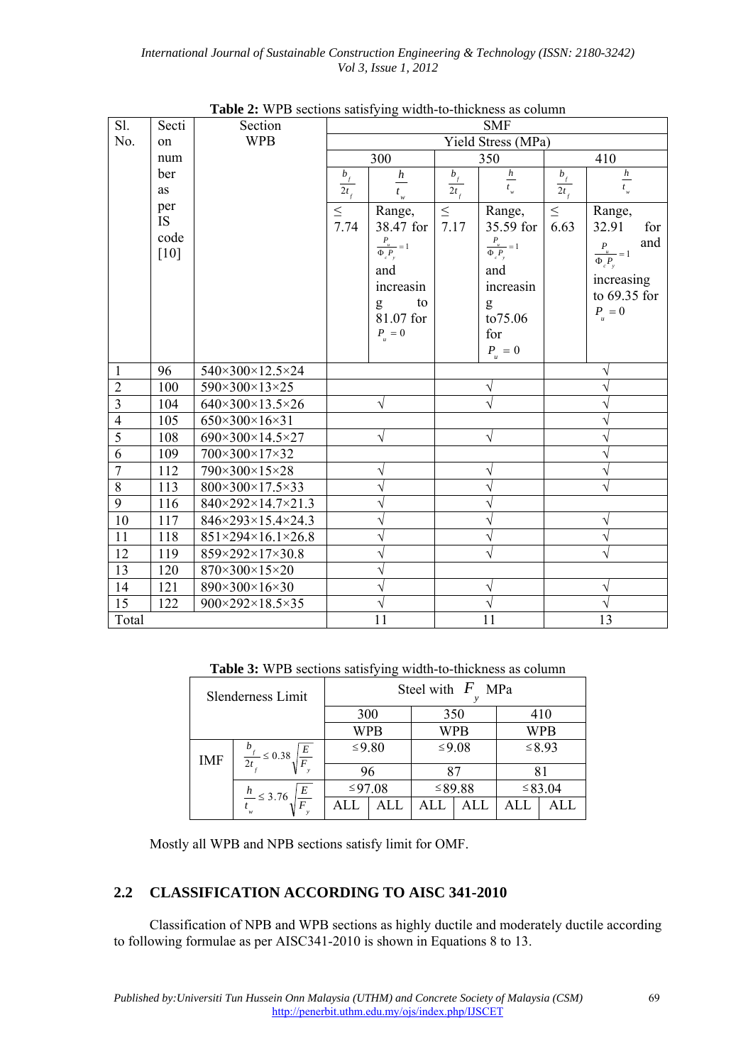**Table 2:** WPB sections satisfying width-to-thickness as column

| Sl. No. | Section number as per IS code [10] | Section WPB | SMF | | | | | |
|---|---|---|---|---|---|---|---|---|
| | | | Yield Stress (MPa) | | | | | |
| | | | 300 | | 350 | | 410 | |
| | | | $\frac{b_f}{2t_f}$ | $\frac{h}{t_w}$ | $\frac{b_f}{2t_f}$ | $\frac{h}{t_w}$ | $\frac{b_f}{2t_f}$ | $\frac{h}{t_w}$ |
| | | | ≤ 7.74 | Range, 38.47 for $\frac{P_u}{\Phi_c P_y}=1$ and increasing to 81.07 for $P_u = 0$ | ≤ 7.17 | Range, 35.59 for $\frac{P_u}{\Phi_c P_y}=1$ and increasing to75.06 for $P_u = 0$ | ≤ 6.63 | Range, 32.91 for $\frac{P_u}{\Phi_c P_y}=1$ and increasing to 69.35 for $P_u = 0$ |
| 1 | 96 | 540×300×12.5×24 | | | | | √ | |
| 2 | 100 | 590×300×13×25 | | | √ | | √ | |
| 3 | 104 | 640×300×13.5×26 | √ | | √ | | √ | |
| 4 | 105 | 650×300×16×31 | | | | | √ | |
| 5 | 108 | 690×300×14.5×27 | √ | | √ | | √ | |
| 6 | 109 | 700×300×17×32 | | | | | √ | |
| 7 | 112 | 790×300×15×28 | √ | | √ | | √ | |
| 8 | 113 | 800×300×17.5×33 | √ | | √ | | √ | |
| 9 | 116 | 840×292×14.7×21.3 | √ | | √ | | | |
| 10 | 117 | 846×293×15.4×24.3 | √ | | √ | | √ | |
| 11 | 118 | 851×294×16.1×26.8 | √ | | √ | | √ | |
| 12 | 119 | 859×292×17×30.8 | √ | | √ | | √ | |
| 13 | 120 | 870×300×15×20 | √ | | | | | |
| 14 | 121 | 890×300×16×30 | √ | | √ | | √ | |
| 15 | 122 | 900×292×18.5×35 | √ | | √ | | √ | |
| Total | | | 11 | | 11 | | 13 | |

**Table 3:** WPB sections satisfying width-to-thickness as column

| Slenderness Limit | | Steel with $F_y$ MPa | | | | | |
|---|---|---|---|---|---|---|---|
| | | 300 | | 350 | | 410 | |
| | | WPB | | WPB | | WPB | |
| IMF | $\frac{b_f}{2t_f} \le 0.38\sqrt{\frac{E}{F_y}}$ | ≤9.80 | | ≤9.08 | | ≤8.93 | |
| | | 96 | | 87 | | 81 | |
| | $\frac{h}{t_w} \le 3.76\sqrt{\frac{E}{F_y}}$ | ≤97.08 | | ≤89.88 | | ≤83.04 | |
| | | ALL | ALL | ALL | ALL | ALL | ALL |

Mostly all WPB and NPB sections satisfy limit for OMF.

## 2.2 CLASSIFICATION ACCORDING TO AISC 341-2010

Classification of NPB and WPB sections as highly ductile and moderately ductile according to following formulae as per AISC341-2010 is shown in Equations 8 to 13.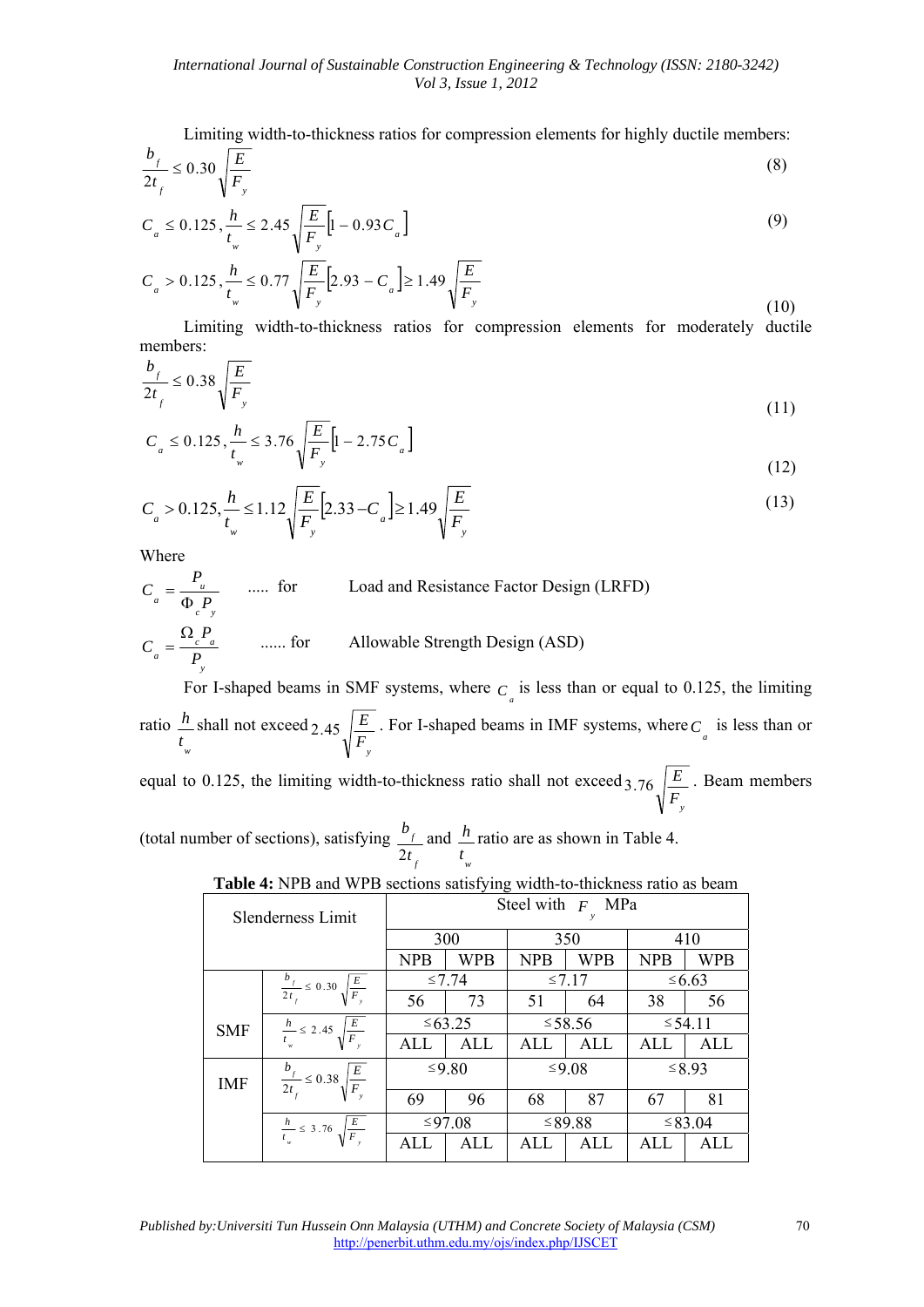Limiting width-to-thickness ratios for compression elements for highly ductile members:

$$\frac{b_f}{2t_f} \leq 0.30\sqrt{\frac{E}{F_y}} \tag{8}$$

$$C_a \leq 0.125, \frac{h}{t_w} \leq 2.45\sqrt{\frac{E}{F_y}}\left[1 - 0.93C_a\right] \tag{9}$$

$$C_a > 0.125, \frac{h}{t_w} \leq 0.77\sqrt{\frac{E}{F_y}}\left[2.93 - C_a\right] \geq 1.49\sqrt{\frac{E}{F_y}} \tag{10}$$

Limiting width-to-thickness ratios for compression elements for moderately ductile members:

$$\frac{b_f}{2t_f} \leq 0.38\sqrt{\frac{E}{F_y}} \tag{11}$$

$$C_a \leq 0.125, \frac{h}{t_w} \leq 3.76\sqrt{\frac{E}{F_y}}\left[1 - 2.75C_a\right] \tag{12}$$

$$C_a > 0.125, \frac{h}{t_w} \leq 1.12\sqrt{\frac{E}{F_y}}\left[2.33 - C_a\right] \geq 1.49\sqrt{\frac{E}{F_y}} \tag{13}$$

Where

$C_a = \dfrac{P_u}{\Phi_c P_y}$ ..... for Load and Resistance Factor Design (LRFD)

$C_a = \dfrac{\Omega_c P_a}{P_y}$ ...... for Allowable Strength Design (ASD)

For I-shaped beams in SMF systems, where $C_a$ is less than or equal to 0.125, the limiting ratio $\frac{h}{t_w}$ shall not exceed $2.45\sqrt{\frac{E}{F_y}}$. For I-shaped beams in IMF systems, where $C_a$ is less than or equal to 0.125, the limiting width-to-thickness ratio shall not exceed $3.76\sqrt{\frac{E}{F_y}}$. Beam members (total number of sections), satisfying $\frac{b_f}{2t_f}$ and $\frac{h}{t_w}$ ratio are as shown in Table 4.

**Table 4:** NPB and WPB sections satisfying width-to-thickness ratio as beam

| Slenderness Limit | | Steel with $F_y$ MPa | | | | | |
|---|---|---|---|---|---|---|---|
| | | 300 | | 350 | | 410 | |
| | | NPB | WPB | NPB | WPB | NPB | WPB |
| SMF | $\frac{b_f}{2t_f} \leq 0.30\sqrt{\frac{E}{F_y}}$ | $\leq 7.74$ | | $\leq 7.17$ | | $\leq 6.63$ | |
| | | 56 | 73 | 51 | 64 | 38 | 56 |
| | $\frac{h}{t_w} \leq 2.45\sqrt{\frac{E}{F_y}}$ | $\leq 63.25$ | | $\leq 58.56$ | | $\leq 54.11$ | |
| | | ALL | ALL | ALL | ALL | ALL | ALL |
| IMF | $\frac{b_f}{2t_f} \leq 0.38\sqrt{\frac{E}{F_y}}$ | $\leq 9.80$ | | $\leq 9.08$ | | $\leq 8.93$ | |
| | | 69 | 96 | 68 | 87 | 67 | 81 |
| | $\frac{h}{t_w} \leq 3.76\sqrt{\frac{E}{F_y}}$ | $\leq 97.08$ | | $\leq 89.88$ | | $\leq 83.04$ | |
| | | ALL | ALL | ALL | ALL | ALL | ALL |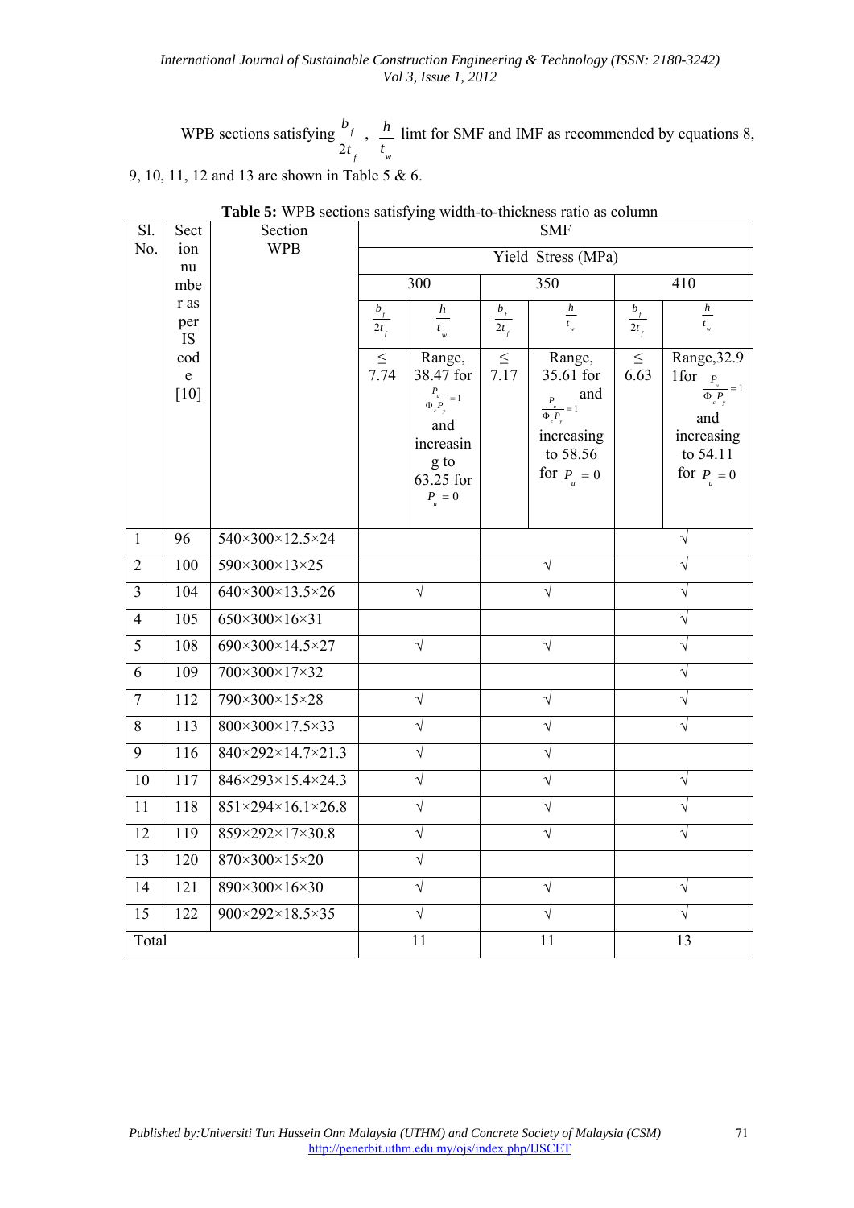WPB sections satisfying $\frac{b_f}{2t_f}$, $\frac{h}{t_w}$ limt for SMF and IMF as recommended by equations 8, 9, 10, 11, 12 and 13 are shown in Table 5 & 6.

**Table 5:** WPB sections satisfying width-to-thickness ratio as column

| Sl. No. | Section number as per IS code [10] | Section WPB | SMF | | | | | |
|---|---|---|---|---|---|---|---|---|
| | | | Yield Stress (MPa) | | | | | |
| | | | 300 | | 350 | | 410 | |
| | | | $\frac{b_f}{2t_f}$ | $\frac{h}{t_w}$ | $\frac{b_f}{2t_f}$ | $\frac{h}{t_w}$ | $\frac{b_f}{2t_f}$ | $\frac{h}{t_w}$ |
| | | | ≤ 7.74 | Range, 38.47 for $\frac{P_u}{\Phi_c P_y}=1$ and increasing to 63.25 for $P_u = 0$ | ≤ 7.17 | Range, 35.61 for $\frac{P_u}{\Phi_c P_y}=1$ and increasing to 58.56 for $P_u = 0$ | ≤ 6.63 | Range,32.91for $\frac{P_u}{\Phi_c P_y}=1$ and increasing to 54.11 for $P_u = 0$ |
| 1 | 96 | 540×300×12.5×24 | | | | | √ | |
| 2 | 100 | 590×300×13×25 | | | √ | | √ | |
| 3 | 104 | 640×300×13.5×26 | √ | | √ | | √ | |
| 4 | 105 | 650×300×16×31 | | | | | √ | |
| 5 | 108 | 690×300×14.5×27 | √ | | √ | | √ | |
| 6 | 109 | 700×300×17×32 | | | | | √ | |
| 7 | 112 | 790×300×15×28 | √ | | √ | | √ | |
| 8 | 113 | 800×300×17.5×33 | √ | | √ | | √ | |
| 9 | 116 | 840×292×14.7×21.3 | √ | | √ | | | |
| 10 | 117 | 846×293×15.4×24.3 | √ | | √ | | √ | |
| 11 | 118 | 851×294×16.1×26.8 | √ | | √ | | √ | |
| 12 | 119 | 859×292×17×30.8 | √ | | √ | | √ | |
| 13 | 120 | 870×300×15×20 | √ | | | | | |
| 14 | 121 | 890×300×16×30 | √ | | √ | | √ | |
| 15 | 122 | 900×292×18.5×35 | √ | | √ | | √ | |
| Total | | | 11 | | 11 | | 13 | |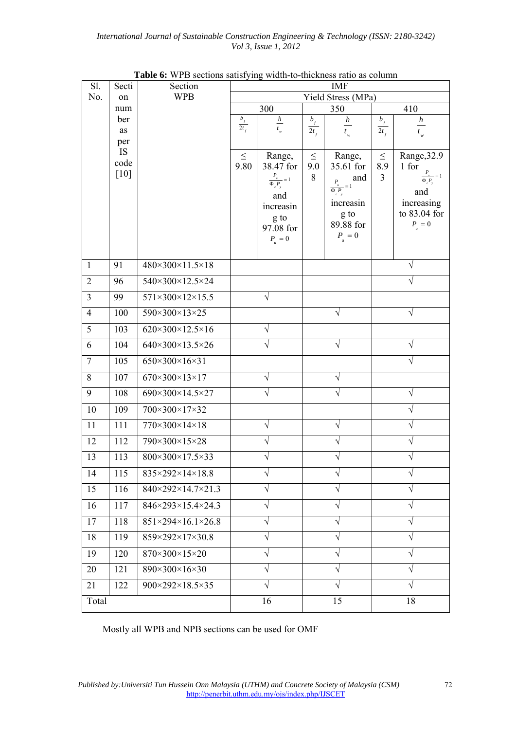**Table 6:** WPB sections satisfying width-to-thickness ratio as column

| Sl. No. | Section number as per IS code [10] | Section WPB | IMF | | | | | |
|---|---|---|---|---|---|---|---|---|
| | | | Yield Stress (MPa) | | | | | |
| | | | 300 | | 350 | | 410 | |
| | | | $\frac{b_f}{2t_f}$ | $\frac{h}{t_w}$ | $\frac{b_f}{2t_f}$ | $\frac{h}{t_w}$ | $\frac{b_f}{2t_f}$ | $\frac{h}{t_w}$ |
| | | | $\leq$ 9.80 | Range, 38.47 for $\frac{P_u}{\Phi_c P_y}=1$ and increasing to 97.08 for $P_u=0$ | $\leq$ 9.08 | Range, 35.61 for and $\frac{P_u}{\Phi_c P_y}=1$ increasing to 89.88 for $P_u=0$ | $\leq$ 8.93 | Range,32.91 for $\frac{P_u}{\Phi_c P_y}=1$ and increasing to 83.04 for $P_u=0$ |
| 1 | 91 | 480×300×11.5×18 | | | | | √ | |
| 2 | 96 | 540×300×12.5×24 | | | | | √ | |
| 3 | 99 | 571×300×12×15.5 | √ | | | | | |
| 4 | 100 | 590×300×13×25 | | | √ | | √ | |
| 5 | 103 | 620×300×12.5×16 | √ | | | | | |
| 6 | 104 | 640×300×13.5×26 | √ | | √ | | √ | |
| 7 | 105 | 650×300×16×31 | | | | | √ | |
| 8 | 107 | 670×300×13×17 | √ | | √ | | | |
| 9 | 108 | 690×300×14.5×27 | √ | | √ | | √ | |
| 10 | 109 | 700×300×17×32 | | | | | √ | |
| 11 | 111 | 770×300×14×18 | √ | | √ | | √ | |
| 12 | 112 | 790×300×15×28 | √ | | √ | | √ | |
| 13 | 113 | 800×300×17.5×33 | √ | | √ | | √ | |
| 14 | 115 | 835×292×14×18.8 | √ | | √ | | √ | |
| 15 | 116 | 840×292×14.7×21.3 | √ | | √ | | √ | |
| 16 | 117 | 846×293×15.4×24.3 | √ | | √ | | √ | |
| 17 | 118 | 851×294×16.1×26.8 | √ | | √ | | √ | |
| 18 | 119 | 859×292×17×30.8 | √ | | √ | | √ | |
| 19 | 120 | 870×300×15×20 | √ | | √ | | √ | |
| 20 | 121 | 890×300×16×30 | √ | | √ | | √ | |
| 21 | 122 | 900×292×18.5×35 | √ | | √ | | √ | |
| Total | | | 16 | | 15 | | 18 | |

Mostly all WPB and NPB sections can be used for OMF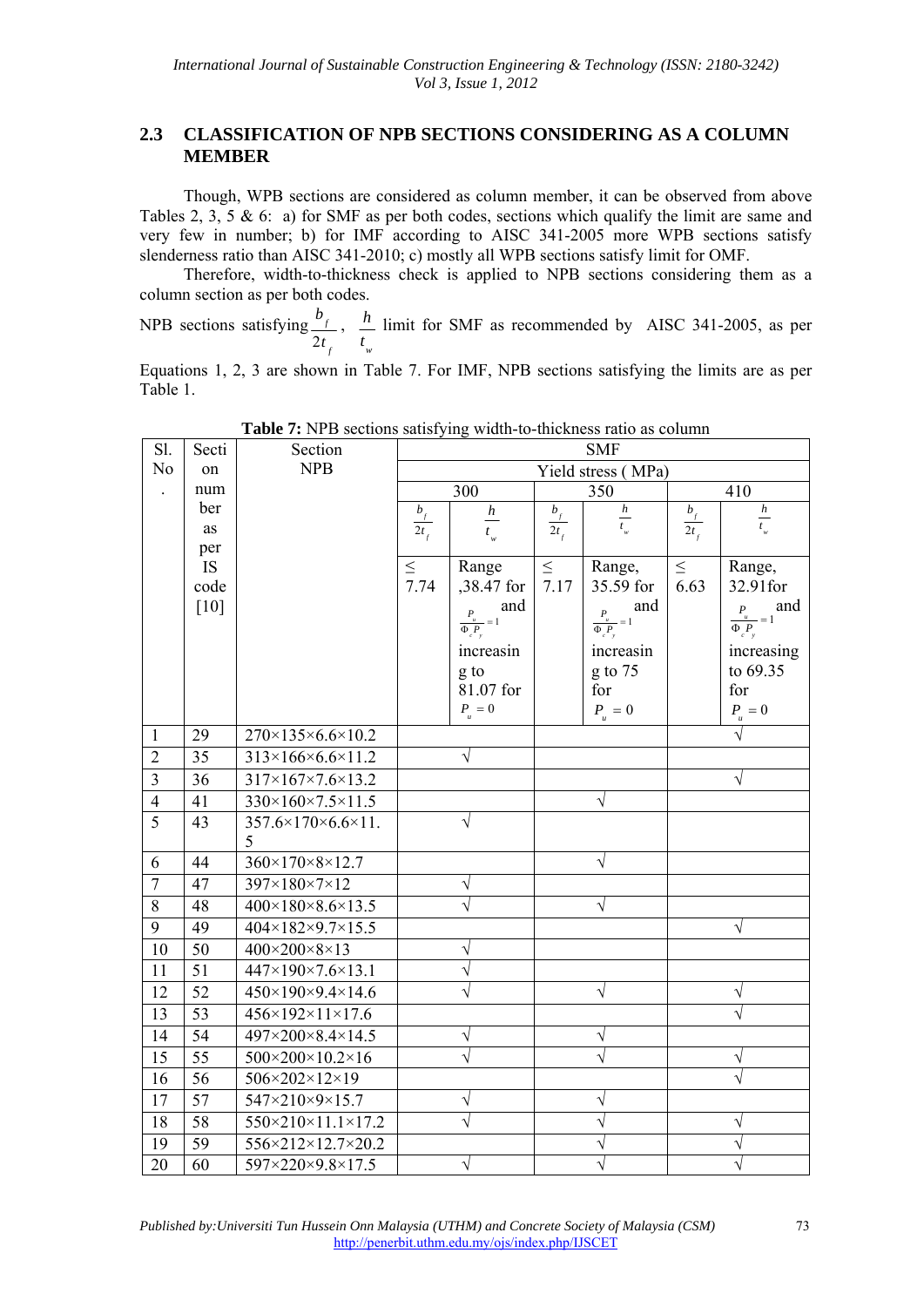## 2.3 CLASSIFICATION OF NPB SECTIONS CONSIDERING AS A COLUMN MEMBER

Though, WPB sections are considered as column member, it can be observed from above Tables 2, 3, 5 & 6: a) for SMF as per both codes, sections which qualify the limit are same and very few in number; b) for IMF according to AISC 341-2005 more WPB sections satisfy slenderness ratio than AISC 341-2010; c) mostly all WPB sections satisfy limit for OMF.

Therefore, width-to-thickness check is applied to NPB sections considering them as a column section as per both codes.

NPB sections satisfying $\frac{b_f}{2t_f}$, $\frac{h}{t_w}$ limit for SMF as recommended by AISC 341-2005, as per Equations 1, 2, 3 are shown in Table 7. For IMF, NPB sections satisfying the limits are as per Table 1.

**Table 7:** NPB sections satisfying width-to-thickness ratio as column

| Sl. No. | Section number as per IS code [10] | Section NPB | SMF | | | | | |
|---|---|---|---|---|---|---|---|---|
| | | | Yield stress ( MPa) | | | | | |
| | | | 300 | | 350 | | 410 | |
| | | | $\frac{b_f}{2t_f}$ | $\frac{h}{t_w}$ | $\frac{b_f}{2t_f}$ | $\frac{h}{t_w}$ | $\frac{b_f}{2t_f}$ | $\frac{h}{t_w}$ |
| | | | ≤ 7.74 | Range ,38.47 for $\frac{P_u}{\Phi_c P_y}=1$ and increasing to 81.07 for $P_u = 0$ | ≤ 7.17 | Range, 35.59 for $\frac{P_u}{\Phi_c P_y}=1$ and increasing to 75 for $P_u = 0$ | ≤ 6.63 | Range, 32.91for $\frac{P_u}{\Phi_c P_y}=1$ and increasing to 69.35 for $P_u = 0$ |
| 1 | 29 | 270×135×6.6×10.2 | | | | | √ | |
| 2 | 35 | 313×166×6.6×11.2 | √ | | | | | |
| 3 | 36 | 317×167×7.6×13.2 | | | | | √ | |
| 4 | 41 | 330×160×7.5×11.5 | | | √ | | | |
| 5 | 43 | 357.6×170×6.6×11.5 | √ | | | | | |
| 6 | 44 | 360×170×8×12.7 | | | √ | | | |
| 7 | 47 | 397×180×7×12 | √ | | | | | |
| 8 | 48 | 400×180×8.6×13.5 | √ | | √ | | | |
| 9 | 49 | 404×182×9.7×15.5 | | | | | √ | |
| 10 | 50 | 400×200×8×13 | √ | | | | | |
| 11 | 51 | 447×190×7.6×13.1 | √ | | | | | |
| 12 | 52 | 450×190×9.4×14.6 | √ | | √ | | √ | |
| 13 | 53 | 456×192×11×17.6 | | | | | √ | |
| 14 | 54 | 497×200×8.4×14.5 | √ | | √ | | | |
| 15 | 55 | 500×200×10.2×16 | √ | | √ | | √ | |
| 16 | 56 | 506×202×12×19 | | | | | √ | |
| 17 | 57 | 547×210×9×15.7 | √ | | √ | | | |
| 18 | 58 | 550×210×11.1×17.2 | √ | | √ | | √ | |
| 19 | 59 | 556×212×12.7×20.2 | | | √ | | √ | |
| 20 | 60 | 597×220×9.8×17.5 | √ | | √ | | √ | |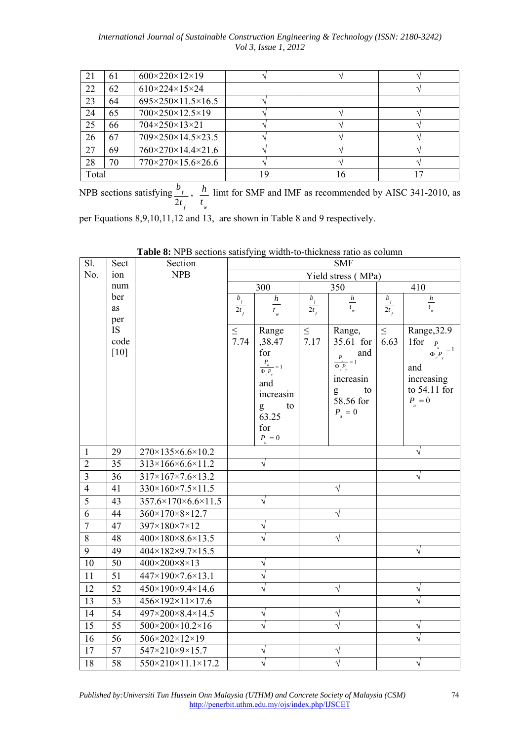| 21 | 61 | 600×220×12×19 | √ | √ | √ |
|---|---|---|---|---|---|
| 22 | 62 | 610×224×15×24 | | | √ |
| 23 | 64 | 695×250×11.5×16.5 | √ | | |
| 24 | 65 | 700×250×12.5×19 | √ | √ | √ |
| 25 | 66 | 704×250×13×21 | √ | √ | √ |
| 26 | 67 | 709×250×14.5×23.5 | √ | √ | √ |
| 27 | 69 | 760×270×14.4×21.6 | √ | √ | √ |
| 28 | 70 | 770×270×15.6×26.6 | √ | √ | √ |
| Total | | | 19 | 16 | 17 |

NPB sections satisfying $\frac{b_f}{2t_f}$, $\frac{h}{t_w}$ limt for SMF and IMF as recommended by AISC 341-2010, as per Equations 8,9,10,11,12 and 13, are shown in Table 8 and 9 respectively.

**Table 8:** NPB sections satisfying width-to-thickness ratio as column

| Sl. No. | Section number as per IS code [10] | Section NPB | SMF | | | | | |
|---|---|---|---|---|---|---|---|---|
| | | | Yield stress ( MPa) | | | | | |
| | | | 300 | | 350 | | 410 | |
| | | | $\frac{b_f}{2t_f}$ | $\frac{h}{t_w}$ | $\frac{b_f}{2t_f}$ | $\frac{h}{t_w}$ | $\frac{b_f}{2t_f}$ | $\frac{h}{t_w}$ |
| | | | ≤ 7.74 | Range ,38.47 for $\frac{P_u}{\Phi_c P_y}=1$ and increasing to 63.25 for $P_u=0$ | ≤ 7.17 | Range, 35.61 for $\frac{P_u}{\Phi_c P_y}=1$ and increasing to 58.56 for $P_u=0$ | ≤ 6.63 | Range,32.91for $\frac{P_u}{\Phi_c P_y}=1$ and increasing to 54.11 for $P_u=0$ |
| 1 | 29 | 270×135×6.6×10.2 | | | | | √ | |
| 2 | 35 | 313×166×6.6×11.2 | √ | | | | | |
| 3 | 36 | 317×167×7.6×13.2 | | | | | √ | |
| 4 | 41 | 330×160×7.5×11.5 | | | √ | | | |
| 5 | 43 | 357.6×170×6.6×11.5 | √ | | | | | |
| 6 | 44 | 360×170×8×12.7 | | | √ | | | |
| 7 | 47 | 397×180×7×12 | √ | | | | | |
| 8 | 48 | 400×180×8.6×13.5 | √ | | √ | | | |
| 9 | 49 | 404×182×9.7×15.5 | | | | | √ | |
| 10 | 50 | 400×200×8×13 | √ | | | | | |
| 11 | 51 | 447×190×7.6×13.1 | √ | | | | | |
| 12 | 52 | 450×190×9.4×14.6 | √ | | √ | | √ | |
| 13 | 53 | 456×192×11×17.6 | | | | | √ | |
| 14 | 54 | 497×200×8.4×14.5 | √ | | √ | | | |
| 15 | 55 | 500×200×10.2×16 | √ | | √ | | √ | |
| 16 | 56 | 506×202×12×19 | | | | | √ | |
| 17 | 57 | 547×210×9×15.7 | √ | | √ | | | |
| 18 | 58 | 550×210×11.1×17.2 | √ | | √ | | √ | |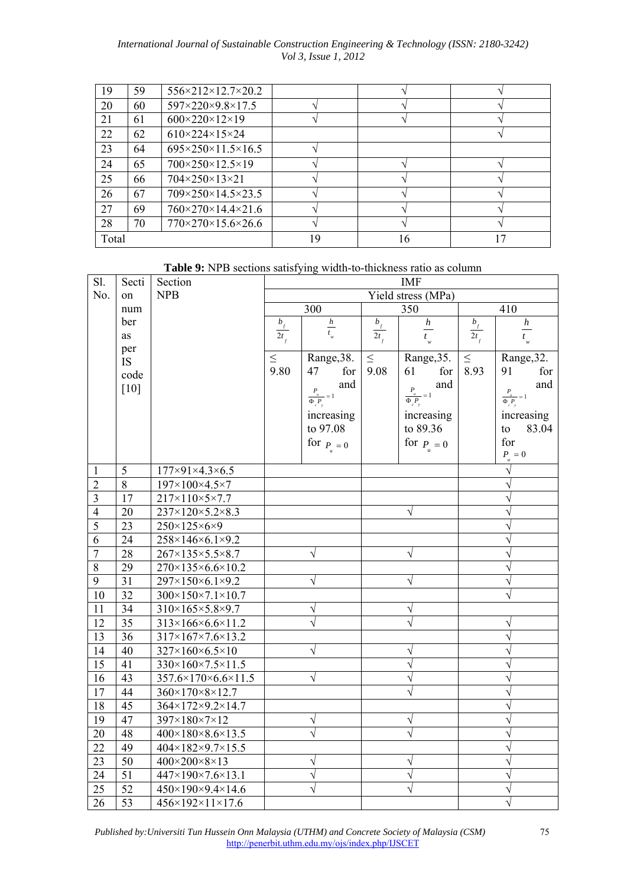| 19 | 59 | 556×212×12.7×20.2 | | √ | √ |
|---|---|---|---|---|---|
| 20 | 60 | 597×220×9.8×17.5 | √ | √ | √ |
| 21 | 61 | 600×220×12×19 | √ | √ | √ |
| 22 | 62 | 610×224×15×24 | | | √ |
| 23 | 64 | 695×250×11.5×16.5 | √ | | |
| 24 | 65 | 700×250×12.5×19 | √ | √ | √ |
| 25 | 66 | 704×250×13×21 | √ | √ | √ |
| 26 | 67 | 709×250×14.5×23.5 | √ | √ | √ |
| 27 | 69 | 760×270×14.4×21.6 | √ | √ | √ |
| 28 | 70 | 770×270×15.6×26.6 | √ | √ | √ |
| Total | | | 19 | 16 | 17 |

**Table 9:** NPB sections satisfying width-to-thickness ratio as column

| Sl. No. | Section number as per IS code [10] | Section NPB | IMF | | | | | |
|---|---|---|---|---|---|---|---|---|
| | | | Yield stress (MPa) | | | | | |
| | | | 300 | | 350 | | 410 | |
| | | | $\frac{b_f}{2t_f}$ | $\frac{h}{t_w}$ | $\frac{b_f}{2t_f}$ | $\frac{h}{t_w}$ | $\frac{b_f}{2t_f}$ | $\frac{h}{t_w}$ |
| | | | ≤ 9.80 | Range, 38.47 for $\frac{P_u}{\Phi_c P_y}=1$ and increasing to 97.08 for $P_u=0$ | ≤ 9.08 | Range, 35.61 for $\frac{P_u}{\Phi_c P_y}=1$ and increasing to 89.36 for $P_u=0$ | ≤ 8.93 | Range, 32.91 for $\frac{P_u}{\Phi_c P_y}=1$ and increasing to 83.04 for $P_u=0$ |
| 1 | 5 | 177×91×4.3×6.5 | | | | | | √ |
| 2 | 8 | 197×100×4.5×7 | | | | | | √ |
| 3 | 17 | 217×110×5×7.7 | | | | | | √ |
| 4 | 20 | 237×120×5.2×8.3 | | | | √ | | √ |
| 5 | 23 | 250×125×6×9 | | | | | | √ |
| 6 | 24 | 258×146×6.1×9.2 | | | | | | √ |
| 7 | 28 | 267×135×5.5×8.7 | | √ | | √ | | √ |
| 8 | 29 | 270×135×6.6×10.2 | | | | | | √ |
| 9 | 31 | 297×150×6.1×9.2 | | √ | | √ | | √ |
| 10 | 32 | 300×150×7.1×10.7 | | | | | | √ |
| 11 | 34 | 310×165×5.8×9.7 | | √ | | √ | | |
| 12 | 35 | 313×166×6.6×11.2 | | √ | | √ | | √ |
| 13 | 36 | 317×167×7.6×13.2 | | | | | | √ |
| 14 | 40 | 327×160×6.5×10 | | √ | | √ | | √ |
| 15 | 41 | 330×160×7.5×11.5 | | | | √ | | √ |
| 16 | 43 | 357.6×170×6.6×11.5 | | √ | | √ | | √ |
| 17 | 44 | 360×170×8×12.7 | | | | √ | | √ |
| 18 | 45 | 364×172×9.2×14.7 | | | | | | √ |
| 19 | 47 | 397×180×7×12 | | √ | | √ | | √ |
| 20 | 48 | 400×180×8.6×13.5 | | √ | | √ | | √ |
| 22 | 49 | 404×182×9.7×15.5 | | | | | | √ |
| 23 | 50 | 400×200×8×13 | | √ | | √ | | √ |
| 24 | 51 | 447×190×7.6×13.1 | | √ | | √ | | √ |
| 25 | 52 | 450×190×9.4×14.6 | | √ | | √ | | √ |
| 26 | 53 | 456×192×11×17.6 | | | | | | √ |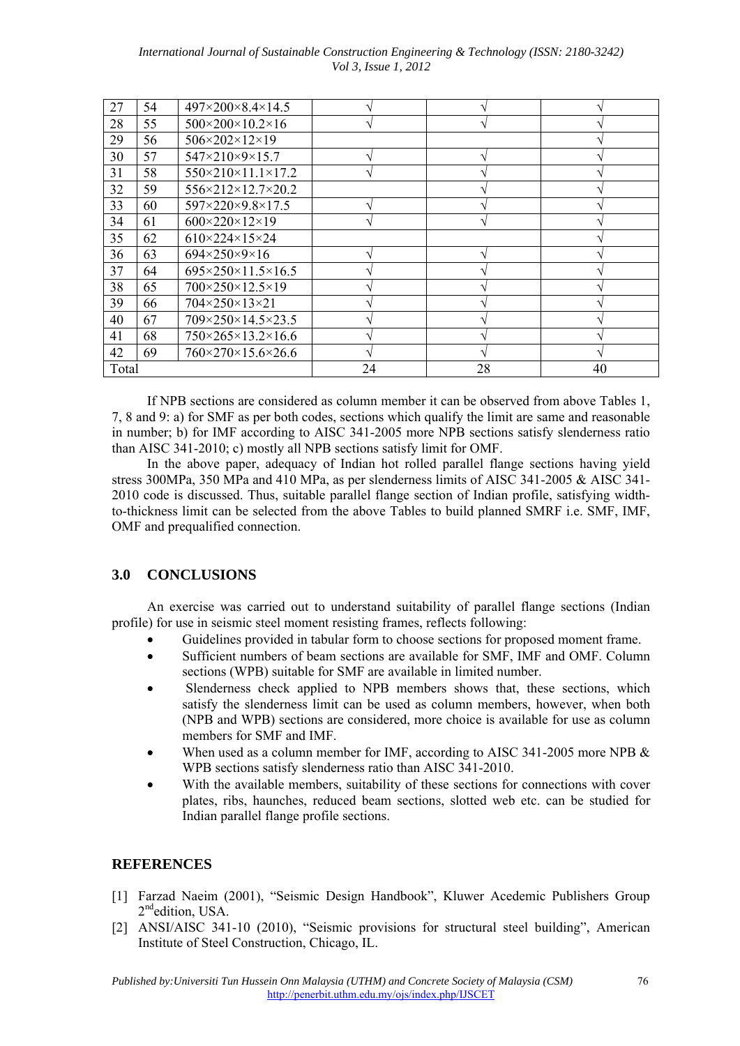| | | | | | |
|---|---|---|---|---|---|
| 27 | 54 | 497×200×8.4×14.5 | √ | √ | √ |
| 28 | 55 | 500×200×10.2×16 | √ | √ | √ |
| 29 | 56 | 506×202×12×19 | | | √ |
| 30 | 57 | 547×210×9×15.7 | √ | √ | √ |
| 31 | 58 | 550×210×11.1×17.2 | √ | √ | √ |
| 32 | 59 | 556×212×12.7×20.2 | | √ | √ |
| 33 | 60 | 597×220×9.8×17.5 | √ | √ | √ |
| 34 | 61 | 600×220×12×19 | √ | √ | √ |
| 35 | 62 | 610×224×15×24 | | | √ |
| 36 | 63 | 694×250×9×16 | √ | √ | √ |
| 37 | 64 | 695×250×11.5×16.5 | √ | √ | √ |
| 38 | 65 | 700×250×12.5×19 | √ | √ | √ |
| 39 | 66 | 704×250×13×21 | √ | √ | √ |
| 40 | 67 | 709×250×14.5×23.5 | √ | √ | √ |
| 41 | 68 | 750×265×13.2×16.6 | √ | √ | √ |
| 42 | 69 | 760×270×15.6×26.6 | √ | √ | √ |
| Total | | | 24 | 28 | 40 |

If NPB sections are considered as column member it can be observed from above Tables 1, 7, 8 and 9: a) for SMF as per both codes, sections which qualify the limit are same and reasonable in number; b) for IMF according to AISC 341-2005 more NPB sections satisfy slenderness ratio than AISC 341-2010; c) mostly all NPB sections satisfy limit for OMF.

In the above paper, adequacy of Indian hot rolled parallel flange sections having yield stress 300MPa, 350 MPa and 410 MPa, as per slenderness limits of AISC 341-2005 & AISC 341-2010 code is discussed. Thus, suitable parallel flange section of Indian profile, satisfying width-to-thickness limit can be selected from the above Tables to build planned SMRF i.e. SMF, IMF, OMF and prequalified connection.

## 3.0 CONCLUSIONS

An exercise was carried out to understand suitability of parallel flange sections (Indian profile) for use in seismic steel moment resisting frames, reflects following:

- Guidelines provided in tabular form to choose sections for proposed moment frame.
- Sufficient numbers of beam sections are available for SMF, IMF and OMF. Column sections (WPB) suitable for SMF are available in limited number.
- Slenderness check applied to NPB members shows that, these sections, which satisfy the slenderness limit can be used as column members, however, when both (NPB and WPB) sections are considered, more choice is available for use as column members for SMF and IMF.
- When used as a column member for IMF, according to AISC 341-2005 more NPB & WPB sections satisfy slenderness ratio than AISC 341-2010.
- With the available members, suitability of these sections for connections with cover plates, ribs, haunches, reduced beam sections, slotted web etc. can be studied for Indian parallel flange profile sections.

## REFERENCES

[1] Farzad Naeim (2001), "Seismic Design Handbook", Kluwer Acedemic Publishers Group 2nd edition, USA.

[2] ANSI/AISC 341-10 (2010), "Seismic provisions for structural steel building", American Institute of Steel Construction, Chicago, IL.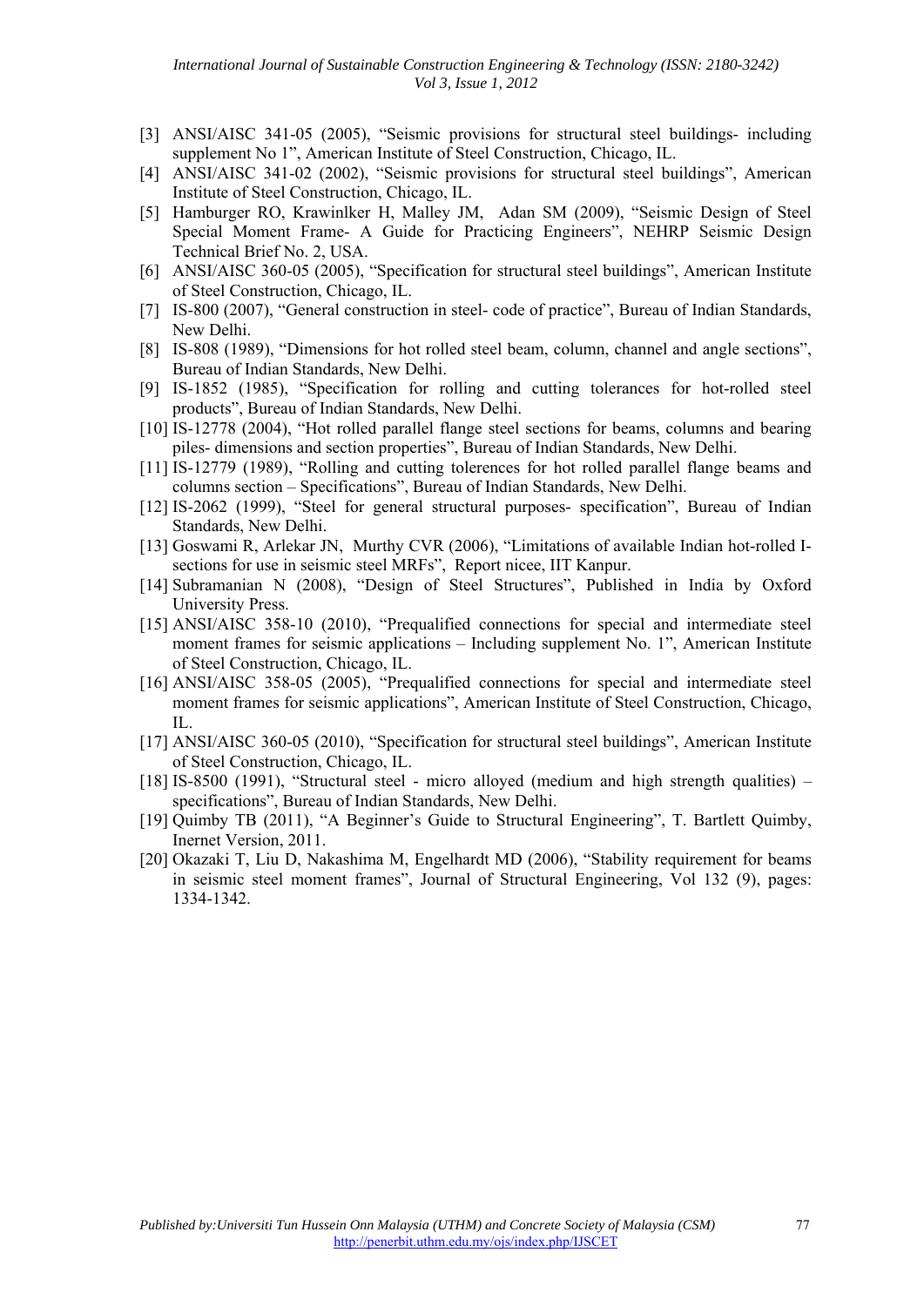[3] ANSI/AISC 341-05 (2005), "Seismic provisions for structural steel buildings- including supplement No 1", American Institute of Steel Construction, Chicago, IL.

[4] ANSI/AISC 341-02 (2002), "Seismic provisions for structural steel buildings", American Institute of Steel Construction, Chicago, IL.

[5] Hamburger RO, Krawinlker H, Malley JM, Adan SM (2009), "Seismic Design of Steel Special Moment Frame- A Guide for Practicing Engineers", NEHRP Seismic Design Technical Brief No. 2, USA.

[6] ANSI/AISC 360-05 (2005), "Specification for structural steel buildings", American Institute of Steel Construction, Chicago, IL.

[7] IS-800 (2007), "General construction in steel- code of practice", Bureau of Indian Standards, New Delhi.

[8] IS-808 (1989), "Dimensions for hot rolled steel beam, column, channel and angle sections", Bureau of Indian Standards, New Delhi.

[9] IS-1852 (1985), "Specification for rolling and cutting tolerances for hot-rolled steel products", Bureau of Indian Standards, New Delhi.

[10] IS-12778 (2004), "Hot rolled parallel flange steel sections for beams, columns and bearing piles- dimensions and section properties", Bureau of Indian Standards, New Delhi.

[11] IS-12779 (1989), "Rolling and cutting tolerences for hot rolled parallel flange beams and columns section – Specifications", Bureau of Indian Standards, New Delhi.

[12] IS-2062 (1999), "Steel for general structural purposes- specification", Bureau of Indian Standards, New Delhi.

[13] Goswami R, Arlekar JN, Murthy CVR (2006), "Limitations of available Indian hot-rolled I-sections for use in seismic steel MRFs", Report nicee, IIT Kanpur.

[14] Subramanian N (2008), "Design of Steel Structures", Published in India by Oxford University Press.

[15] ANSI/AISC 358-10 (2010), "Prequalified connections for special and intermediate steel moment frames for seismic applications – Including supplement No. 1", American Institute of Steel Construction, Chicago, IL.

[16] ANSI/AISC 358-05 (2005), "Prequalified connections for special and intermediate steel moment frames for seismic applications", American Institute of Steel Construction, Chicago, IL.

[17] ANSI/AISC 360-05 (2010), "Specification for structural steel buildings", American Institute of Steel Construction, Chicago, IL.

[18] IS-8500 (1991), "Structural steel - micro alloyed (medium and high strength qualities) – specifications", Bureau of Indian Standards, New Delhi.

[19] Quimby TB (2011), "A Beginner's Guide to Structural Engineering", T. Bartlett Quimby, Inernet Version, 2011.

[20] Okazaki T, Liu D, Nakashima M, Engelhardt MD (2006), "Stability requirement for beams in seismic steel moment frames", Journal of Structural Engineering, Vol 132 (9), pages: 1334-1342.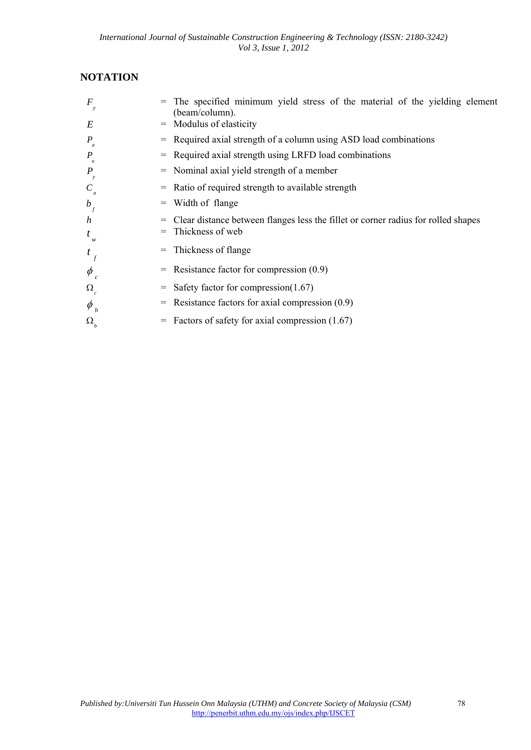## NOTATION

| | | |
|---|---|---|
| $F_y$ | = | The specified minimum yield stress of the material of the yielding element (beam/column). |
| $E$ | = | Modulus of elasticity |
| $P_a$ | = | Required axial strength of a column using ASD load combinations |
| $P_u$ | = | Required axial strength using LRFD load combinations |
| $P_y$ | = | Nominal axial yield strength of a member |
| $C_a$ | = | Ratio of required strength to available strength |
| $b_f$ | = | Width of flange |
| $h$ | = | Clear distance between flanges less the fillet or corner radius for rolled shapes |
| $t_w$ | = | Thickness of web |
| $t_f$ | = | Thickness of flange |
| $\phi_c$ | = | Resistance factor for compression (0.9) |
| $\Omega_c$ | = | Safety factor for compression(1.67) |
| $\phi_b$ | = | Resistance factors for axial compression (0.9) |
| $\Omega_b$ | = | Factors of safety for axial compression (1.67) |